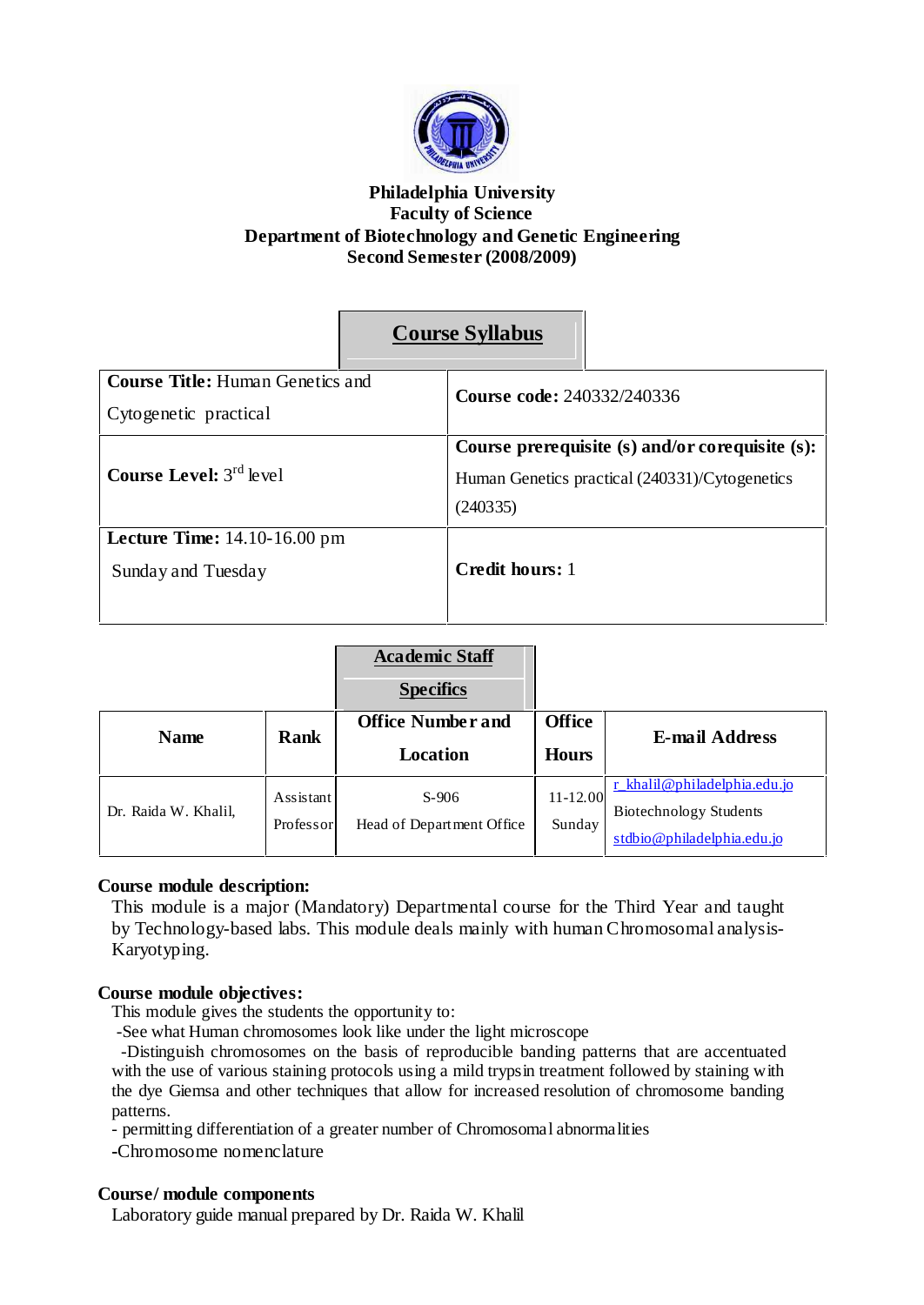**Philadelphia University**
**Faculty of Science**
**Department of Biotechnology and Genetic Engineering**
**Second Semester (2008/2009)**

## Course Syllabus

| | |
|---|---|
| **Course Title:** Human Genetics and Cytogenetic practical | **Course code:** 240332/240336 |
| **Course Level:** 3rd level | **Course prerequisite (s) and/or corequisite (s):** Human Genetics practical (240331)/Cytogenetics (240335) |
| **Lecture Time:** 14.10-16.00 pm Sunday and Tuesday | **Credit hours:** 1 |

## Academic Staff Specifics

| Name | Rank | Office Number and Location | Office Hours | E-mail Address |
|---|---|---|---|---|
| Dr. Raida W. Khalil, | Assistant Professor | S-906 Head of Department Office | 11-12.00 Sunday | r_khalil@philadelphia.edu.jo Biotechnology Students stdbio@philadelphia.edu.jo |

**Course module description:**

This module is a major (Mandatory) Departmental course for the Third Year and taught by Technology-based labs. This module deals mainly with human Chromosomal analysis-Karyotyping.

**Course module objectives:**

This module gives the students the opportunity to:

-See what Human chromosomes look like under the light microscope

-Distinguish chromosomes on the basis of reproducible banding patterns that are accentuated with the use of various staining protocols using a mild trypsin treatment followed by staining with the dye Giemsa and other techniques that allow for increased resolution of chromosome banding patterns.

- permitting differentiation of a greater number of Chromosomal abnormalities

-Chromosome nomenclature

**Course/ module components**

Laboratory guide manual prepared by Dr. Raida W. Khalil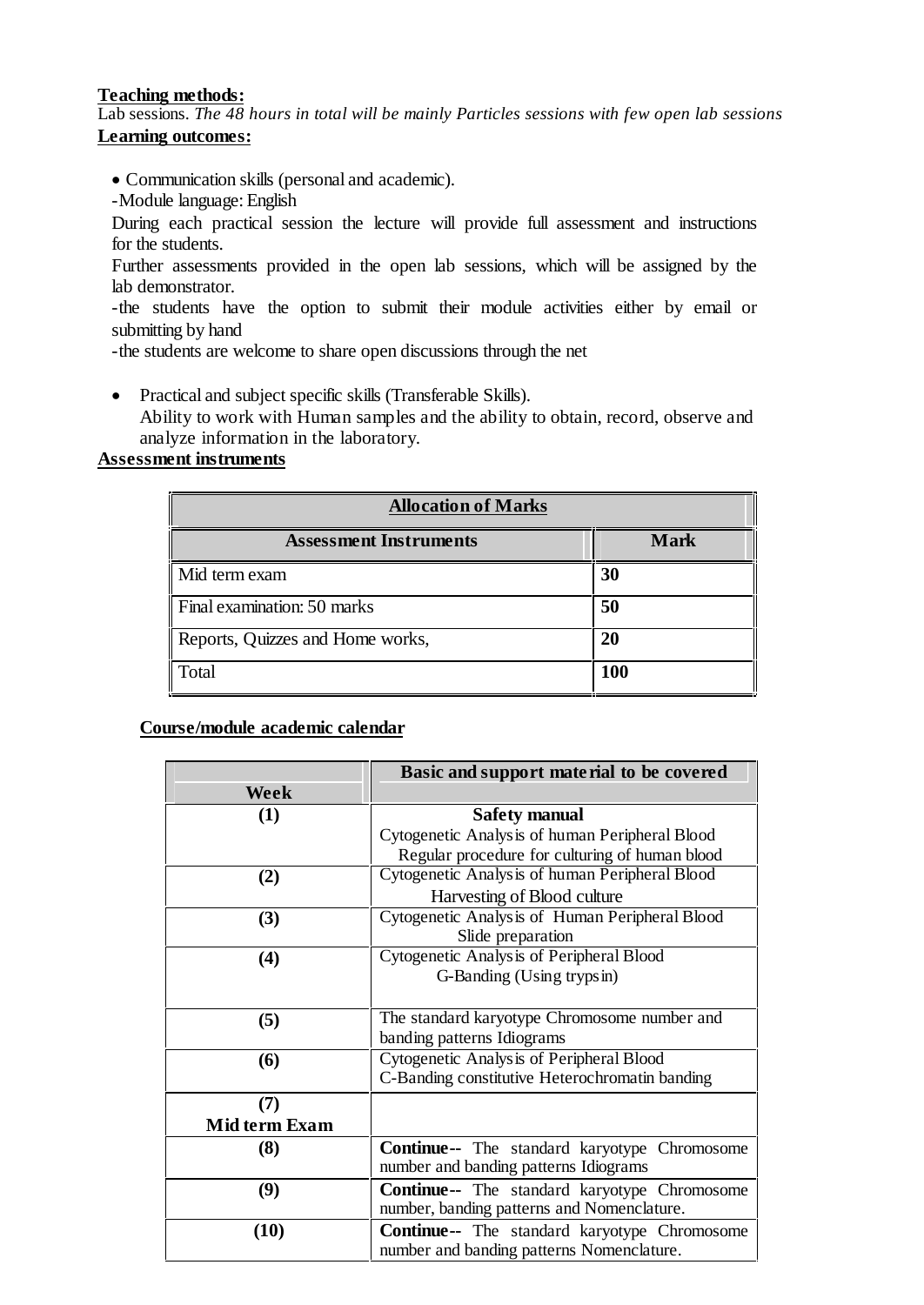**Teaching methods:**

Lab sessions. *The 48 hours in total will be mainly Particles sessions with few open lab sessions*

**Learning outcomes:**

- Communication skills (personal and academic).

  -Module language: English

  During each practical session the lecture will provide full assessment and instructions for the students.

  Further assessments provided in the open lab sessions, which will be assigned by the lab demonstrator.

  -the students have the option to submit their module activities either by email or submitting by hand

  -the students are welcome to share open discussions through the net

- Practical and subject specific skills (Transferable Skills).

  Ability to work with Human samples and the ability to obtain, record, observe and analyze information in the laboratory.

**Assessment instruments**

| **Allocation of Marks** | |
|---|---|
| **Assessment Instruments** | **Mark** |
| Mid term exam | **30** |
| Final examination: 50 marks | **50** |
| Reports, Quizzes and Home works, | **20** |
| Total | **100** |

**Course/module academic calendar**

| Week | Basic and support material to be covered |
|---|---|
| **(1)** | **Safety manual**<br>Cytogenetic Analysis of human Peripheral Blood<br>Regular procedure for culturing of human blood |
| **(2)** | Cytogenetic Analysis of human Peripheral Blood<br>Harvesting of Blood culture |
| **(3)** | Cytogenetic Analysis of Human Peripheral Blood<br>Slide preparation |
| **(4)** | Cytogenetic Analysis of Peripheral Blood<br>G-Banding (Using trypsin) |
| **(5)** | The standard karyotype Chromosome number and banding patterns Idiograms |
| **(6)** | Cytogenetic Analysis of Peripheral Blood<br>C-Banding constitutive Heterochromatin banding |
| **(7)**<br>**Mid term Exam** | |
| **(8)** | **Continue--** The standard karyotype Chromosome number and banding patterns Idiograms |
| **(9)** | **Continue--** The standard karyotype Chromosome number, banding patterns and Nomenclature. |
| **(10)** | **Continue--** The standard karyotype Chromosome number and banding patterns Nomenclature. |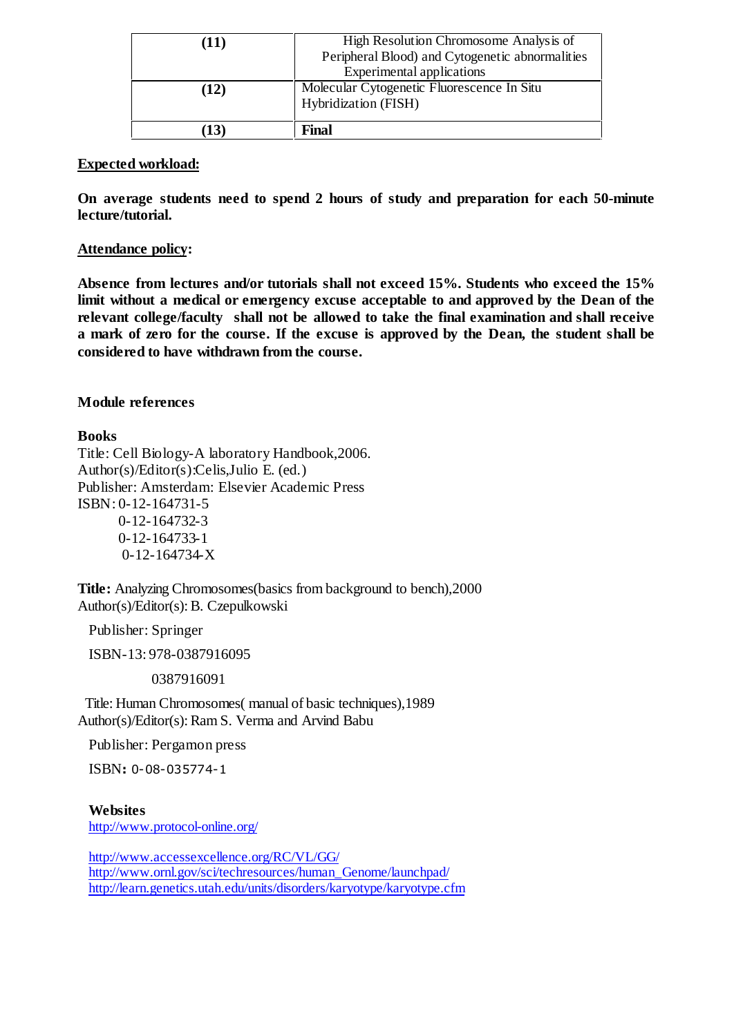| | |
|---|---|
| **(11)** | High Resolution Chromosome Analysis of Peripheral Blood) and Cytogenetic abnormalities Experimental applications |
| **(12)** | Molecular Cytogenetic Fluorescence In Situ Hybridization (FISH) |
| **(13)** | **Final** |

**Expected workload:**

**On average students need to spend 2 hours of study and preparation for each 50-minute lecture/tutorial.**

**Attendance policy:**

**Absence from lectures and/or tutorials shall not exceed 15%. Students who exceed the 15% limit without a medical or emergency excuse acceptable to and approved by the Dean of the relevant college/faculty shall not be allowed to take the final examination and shall receive a mark of zero for the course. If the excuse is approved by the Dean, the student shall be considered to have withdrawn from the course.**

**Module references**

**Books**

Title: Cell Biology-A laboratory Handbook,2006.
Author(s)/Editor(s):Celis,Julio E. (ed.)
Publisher: Amsterdam: Elsevier Academic Press
ISBN: 0-12-164731-5
0-12-164732-3
0-12-164733-1
0-12-164734-X

**Title:** Analyzing Chromosomes(basics from background to bench),2000
Author(s)/Editor(s): B. Czepulkowski

Publisher: Springer

ISBN-13: 978-0387916095

0387916091

Title: Human Chromosomes( manual of basic techniques),1989
Author(s)/Editor(s): Ram S. Verma and Arvind Babu

Publisher: Pergamon press

ISBN**:** 0-08-035774-1

**Websites**

http://www.protocol-online.org/

http://www.accessexcellence.org/RC/VL/GG/
http://www.ornl.gov/sci/techresources/human_Genome/launchpad/
http://learn.genetics.utah.edu/units/disorders/karyotype/karyotype.cfm